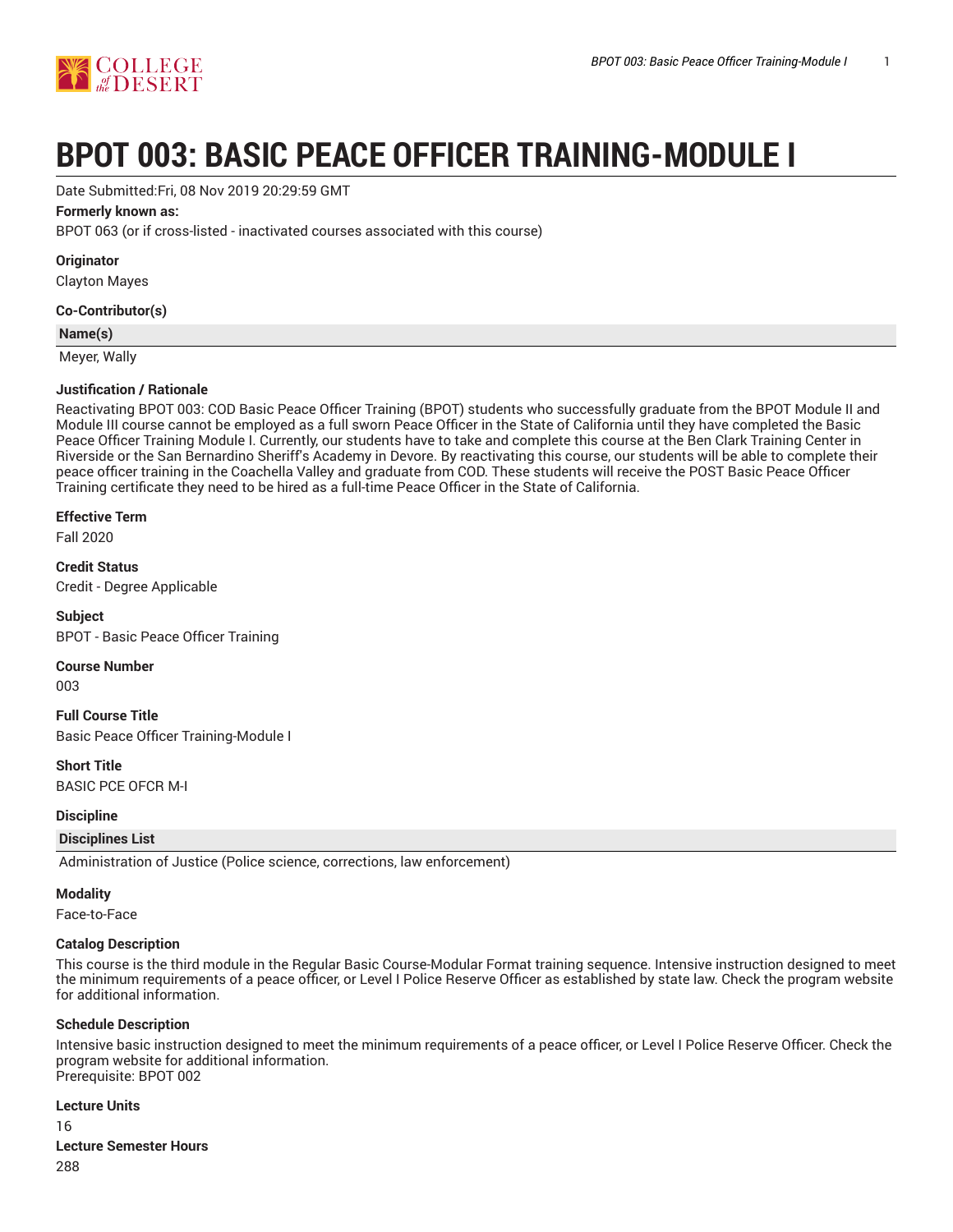# BPOT 003: BASIC PEACE OFFICER TRAINING-MODULE I

Date Submitted:Fri, 08 Nov 2019 20:29:59 GMT

**Formerly known as:**

BPOT 063 (or if cross-listed - inactivated courses associated with this course)

**Originator**

Clayton Mayes

**Co-Contributor(s)**

| Name(s) |
|---|
| Meyer, Wally |

**Justification / Rationale**

Reactivating BPOT 003: COD Basic Peace Officer Training (BPOT) students who successfully graduate from the BPOT Module II and Module III course cannot be employed as a full sworn Peace Officer in the State of California until they have completed the Basic Peace Officer Training Module I. Currently, our students have to take and complete this course at the Ben Clark Training Center in Riverside or the San Bernardino Sheriff's Academy in Devore. By reactivating this course, our students will be able to complete their peace officer training in the Coachella Valley and graduate from COD. These students will receive the POST Basic Peace Officer Training certificate they need to be hired as a full-time Peace Officer in the State of California.

**Effective Term**

Fall 2020

**Credit Status**

Credit - Degree Applicable

**Subject**

BPOT - Basic Peace Officer Training

**Course Number**

003

**Full Course Title**

Basic Peace Officer Training-Module I

**Short Title**

BASIC PCE OFCR M-I

**Discipline**

| Disciplines List |
|---|
| Administration of Justice (Police science, corrections, law enforcement) |

**Modality**

Face-to-Face

**Catalog Description**

This course is the third module in the Regular Basic Course-Modular Format training sequence. Intensive instruction designed to meet the minimum requirements of a peace officer, or Level I Police Reserve Officer as established by state law. Check the program website for additional information.

**Schedule Description**

Intensive basic instruction designed to meet the minimum requirements of a peace officer, or Level I Police Reserve Officer. Check the program website for additional information.
Prerequisite: BPOT 002

**Lecture Units**

16

**Lecture Semester Hours**

288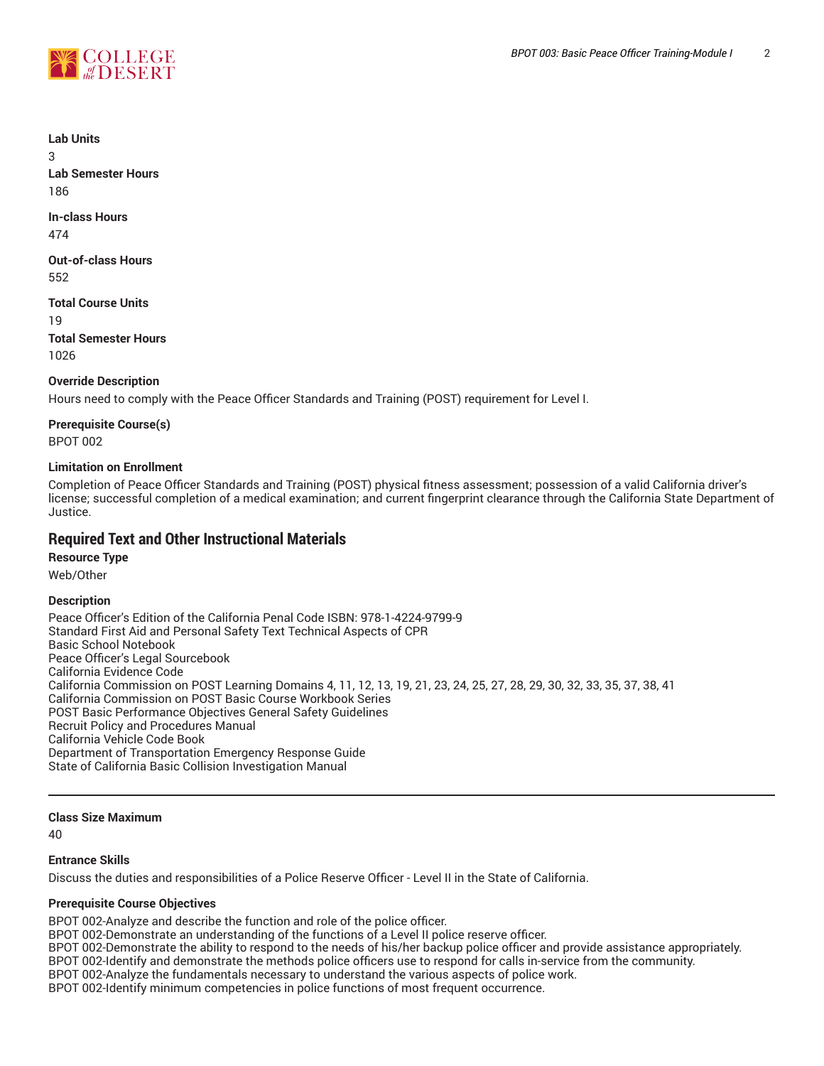**Lab Units**

3

**Lab Semester Hours**

186

**In-class Hours**

474

**Out-of-class Hours**

552

**Total Course Units**

19

**Total Semester Hours**

1026

**Override Description**

Hours need to comply with the Peace Officer Standards and Training (POST) requirement for Level I.

**Prerequisite Course(s)**

BPOT 002

**Limitation on Enrollment**

Completion of Peace Officer Standards and Training (POST) physical fitness assessment; possession of a valid California driver's license; successful completion of a medical examination; and current fingerprint clearance through the California State Department of Justice.

## Required Text and Other Instructional Materials

**Resource Type**

Web/Other

**Description**

Peace Officer's Edition of the California Penal Code ISBN: 978-1-4224-9799-9
Standard First Aid and Personal Safety Text Technical Aspects of CPR
Basic School Notebook
Peace Officer's Legal Sourcebook
California Evidence Code
California Commission on POST Learning Domains 4, 11, 12, 13, 19, 21, 23, 24, 25, 27, 28, 29, 30, 32, 33, 35, 37, 38, 41
California Commission on POST Basic Course Workbook Series
POST Basic Performance Objectives General Safety Guidelines
Recruit Policy and Procedures Manual
California Vehicle Code Book
Department of Transportation Emergency Response Guide
State of California Basic Collision Investigation Manual

---

**Class Size Maximum**

40

**Entrance Skills**

Discuss the duties and responsibilities of a Police Reserve Officer - Level II in the State of California.

**Prerequisite Course Objectives**

BPOT 002-Analyze and describe the function and role of the police officer.
BPOT 002-Demonstrate an understanding of the functions of a Level II police reserve officer.
BPOT 002-Demonstrate the ability to respond to the needs of his/her backup police officer and provide assistance appropriately.
BPOT 002-Identify and demonstrate the methods police officers use to respond for calls in-service from the community.
BPOT 002-Analyze the fundamentals necessary to understand the various aspects of police work.
BPOT 002-Identify minimum competencies in police functions of most frequent occurrence.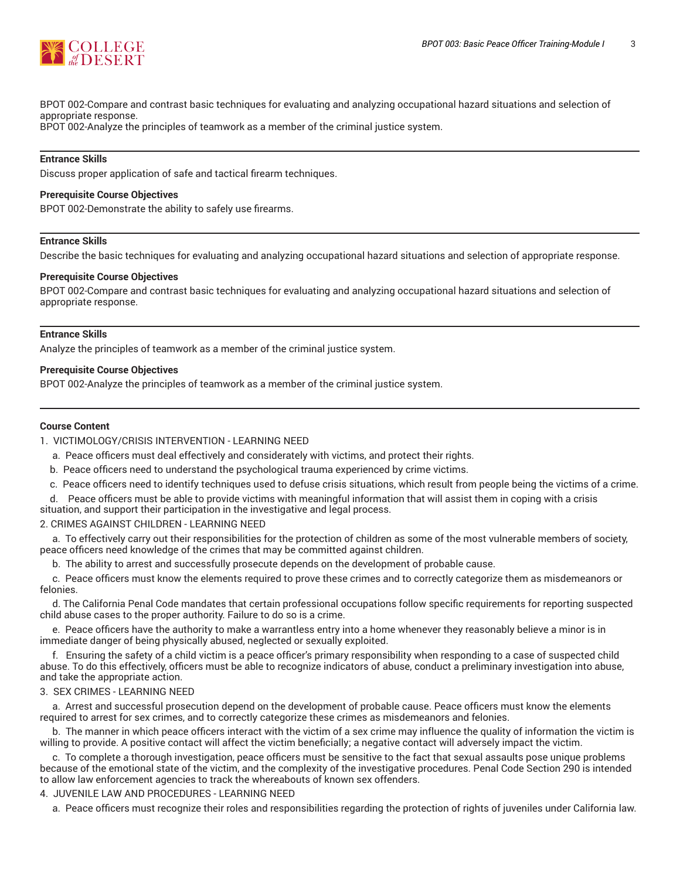BPOT 002-Compare and contrast basic techniques for evaluating and analyzing occupational hazard situations and selection of appropriate response.
BPOT 002-Analyze the principles of teamwork as a member of the criminal justice system.

---

**Entrance Skills**

Discuss proper application of safe and tactical firearm techniques.

**Prerequisite Course Objectives**

BPOT 002-Demonstrate the ability to safely use firearms.

---

**Entrance Skills**

Describe the basic techniques for evaluating and analyzing occupational hazard situations and selection of appropriate response.

**Prerequisite Course Objectives**

BPOT 002-Compare and contrast basic techniques for evaluating and analyzing occupational hazard situations and selection of appropriate response.

---

**Entrance Skills**

Analyze the principles of teamwork as a member of the criminal justice system.

**Prerequisite Course Objectives**

BPOT 002-Analyze the principles of teamwork as a member of the criminal justice system.

---

**Course Content**

1. VICTIMOLOGY/CRISIS INTERVENTION - LEARNING NEED
   a. Peace officers must deal effectively and considerately with victims, and protect their rights.
   b. Peace officers need to understand the psychological trauma experienced by crime victims.
   c. Peace officers need to identify techniques used to defuse crisis situations, which result from people being the victims of a crime.
   d. Peace officers must be able to provide victims with meaningful information that will assist them in coping with a crisis situation, and support their participation in the investigative and legal process.
2. CRIMES AGAINST CHILDREN - LEARNING NEED
   a. To effectively carry out their responsibilities for the protection of children as some of the most vulnerable members of society, peace officers need knowledge of the crimes that may be committed against children.
   b. The ability to arrest and successfully prosecute depends on the development of probable cause.
   c. Peace officers must know the elements required to prove these crimes and to correctly categorize them as misdemeanors or felonies.
   d. The California Penal Code mandates that certain professional occupations follow specific requirements for reporting suspected child abuse cases to the proper authority. Failure to do so is a crime.
   e. Peace officers have the authority to make a warrantless entry into a home whenever they reasonably believe a minor is in immediate danger of being physically abused, neglected or sexually exploited.
   f. Ensuring the safety of a child victim is a peace officer's primary responsibility when responding to a case of suspected child abuse. To do this effectively, officers must be able to recognize indicators of abuse, conduct a preliminary investigation into abuse, and take the appropriate action.
3. SEX CRIMES - LEARNING NEED
   a. Arrest and successful prosecution depend on the development of probable cause. Peace officers must know the elements required to arrest for sex crimes, and to correctly categorize these crimes as misdemeanors and felonies.
   b. The manner in which peace officers interact with the victim of a sex crime may influence the quality of information the victim is willing to provide. A positive contact will affect the victim beneficially; a negative contact will adversely impact the victim.
   c. To complete a thorough investigation, peace officers must be sensitive to the fact that sexual assaults pose unique problems because of the emotional state of the victim, and the complexity of the investigative procedures. Penal Code Section 290 is intended to allow law enforcement agencies to track the whereabouts of known sex offenders.
4. JUVENILE LAW AND PROCEDURES - LEARNING NEED
   a. Peace officers must recognize their roles and responsibilities regarding the protection of rights of juveniles under California law.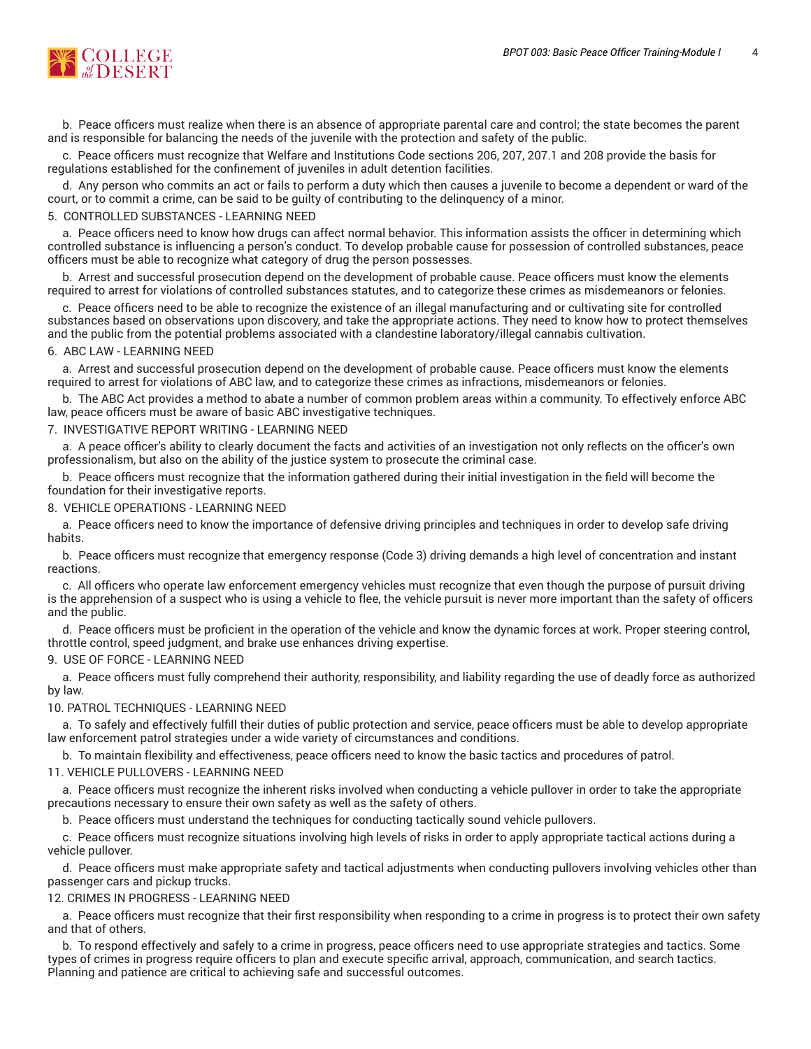b. Peace officers must realize when there is an absence of appropriate parental care and control; the state becomes the parent and is responsible for balancing the needs of the juvenile with the protection and safety of the public.

c. Peace officers must recognize that Welfare and Institutions Code sections 206, 207, 207.1 and 208 provide the basis for regulations established for the confinement of juveniles in adult detention facilities.

d. Any person who commits an act or fails to perform a duty which then causes a juvenile to become a dependent or ward of the court, or to commit a crime, can be said to be guilty of contributing to the delinquency of a minor.

5. CONTROLLED SUBSTANCES - LEARNING NEED

a. Peace officers need to know how drugs can affect normal behavior. This information assists the officer in determining which controlled substance is influencing a person's conduct. To develop probable cause for possession of controlled substances, peace officers must be able to recognize what category of drug the person possesses.

b. Arrest and successful prosecution depend on the development of probable cause. Peace officers must know the elements required to arrest for violations of controlled substances statutes, and to categorize these crimes as misdemeanors or felonies.

c. Peace officers need to be able to recognize the existence of an illegal manufacturing and or cultivating site for controlled substances based on observations upon discovery, and take the appropriate actions. They need to know how to protect themselves and the public from the potential problems associated with a clandestine laboratory/illegal cannabis cultivation.

6. ABC LAW - LEARNING NEED

a. Arrest and successful prosecution depend on the development of probable cause. Peace officers must know the elements required to arrest for violations of ABC law, and to categorize these crimes as infractions, misdemeanors or felonies.

b. The ABC Act provides a method to abate a number of common problem areas within a community. To effectively enforce ABC law, peace officers must be aware of basic ABC investigative techniques.

7. INVESTIGATIVE REPORT WRITING - LEARNING NEED

a. A peace officer's ability to clearly document the facts and activities of an investigation not only reflects on the officer's own professionalism, but also on the ability of the justice system to prosecute the criminal case.

b. Peace officers must recognize that the information gathered during their initial investigation in the field will become the foundation for their investigative reports.

8. VEHICLE OPERATIONS - LEARNING NEED

a. Peace officers need to know the importance of defensive driving principles and techniques in order to develop safe driving habits.

b. Peace officers must recognize that emergency response (Code 3) driving demands a high level of concentration and instant reactions.

c. All officers who operate law enforcement emergency vehicles must recognize that even though the purpose of pursuit driving is the apprehension of a suspect who is using a vehicle to flee, the vehicle pursuit is never more important than the safety of officers and the public.

d. Peace officers must be proficient in the operation of the vehicle and know the dynamic forces at work. Proper steering control, throttle control, speed judgment, and brake use enhances driving expertise.

9. USE OF FORCE - LEARNING NEED

a. Peace officers must fully comprehend their authority, responsibility, and liability regarding the use of deadly force as authorized by law.

10. PATROL TECHNIQUES - LEARNING NEED

a. To safely and effectively fulfill their duties of public protection and service, peace officers must be able to develop appropriate law enforcement patrol strategies under a wide variety of circumstances and conditions.

b. To maintain flexibility and effectiveness, peace officers need to know the basic tactics and procedures of patrol.

11. VEHICLE PULLOVERS - LEARNING NEED

a. Peace officers must recognize the inherent risks involved when conducting a vehicle pullover in order to take the appropriate precautions necessary to ensure their own safety as well as the safety of others.

b. Peace officers must understand the techniques for conducting tactically sound vehicle pullovers.

c. Peace officers must recognize situations involving high levels of risks in order to apply appropriate tactical actions during a vehicle pullover.

d. Peace officers must make appropriate safety and tactical adjustments when conducting pullovers involving vehicles other than passenger cars and pickup trucks.

12. CRIMES IN PROGRESS - LEARNING NEED

a. Peace officers must recognize that their first responsibility when responding to a crime in progress is to protect their own safety and that of others.

b. To respond effectively and safely to a crime in progress, peace officers need to use appropriate strategies and tactics. Some types of crimes in progress require officers to plan and execute specific arrival, approach, communication, and search tactics. Planning and patience are critical to achieving safe and successful outcomes.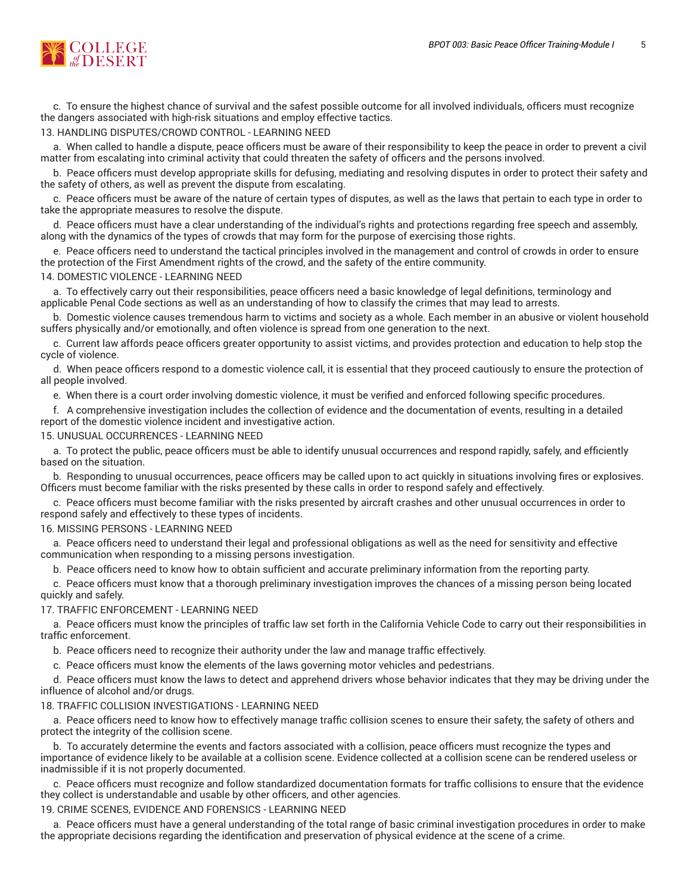c. To ensure the highest chance of survival and the safest possible outcome for all involved individuals, officers must recognize the dangers associated with high-risk situations and employ effective tactics.

13. HANDLING DISPUTES/CROWD CONTROL - LEARNING NEED

a. When called to handle a dispute, peace officers must be aware of their responsibility to keep the peace in order to prevent a civil matter from escalating into criminal activity that could threaten the safety of officers and the persons involved.

b. Peace officers must develop appropriate skills for defusing, mediating and resolving disputes in order to protect their safety and the safety of others, as well as prevent the dispute from escalating.

c. Peace officers must be aware of the nature of certain types of disputes, as well as the laws that pertain to each type in order to take the appropriate measures to resolve the dispute.

d. Peace officers must have a clear understanding of the individual's rights and protections regarding free speech and assembly, along with the dynamics of the types of crowds that may form for the purpose of exercising those rights.

e. Peace officers need to understand the tactical principles involved in the management and control of crowds in order to ensure the protection of the First Amendment rights of the crowd, and the safety of the entire community.

14. DOMESTIC VIOLENCE - LEARNING NEED

a. To effectively carry out their responsibilities, peace officers need a basic knowledge of legal definitions, terminology and applicable Penal Code sections as well as an understanding of how to classify the crimes that may lead to arrests.

b. Domestic violence causes tremendous harm to victims and society as a whole. Each member in an abusive or violent household suffers physically and/or emotionally, and often violence is spread from one generation to the next.

c. Current law affords peace officers greater opportunity to assist victims, and provides protection and education to help stop the cycle of violence.

d. When peace officers respond to a domestic violence call, it is essential that they proceed cautiously to ensure the protection of all people involved.

e. When there is a court order involving domestic violence, it must be verified and enforced following specific procedures.

f. A comprehensive investigation includes the collection of evidence and the documentation of events, resulting in a detailed report of the domestic violence incident and investigative action.

15. UNUSUAL OCCURRENCES - LEARNING NEED

a. To protect the public, peace officers must be able to identify unusual occurrences and respond rapidly, safely, and efficiently based on the situation.

b. Responding to unusual occurrences, peace officers may be called upon to act quickly in situations involving fires or explosives. Officers must become familiar with the risks presented by these calls in order to respond safely and effectively.

c. Peace officers must become familiar with the risks presented by aircraft crashes and other unusual occurrences in order to respond safely and effectively to these types of incidents.

16. MISSING PERSONS - LEARNING NEED

a. Peace officers need to understand their legal and professional obligations as well as the need for sensitivity and effective communication when responding to a missing persons investigation.

b. Peace officers need to know how to obtain sufficient and accurate preliminary information from the reporting party.

c. Peace officers must know that a thorough preliminary investigation improves the chances of a missing person being located quickly and safely.

17. TRAFFIC ENFORCEMENT - LEARNING NEED

a. Peace officers must know the principles of traffic law set forth in the California Vehicle Code to carry out their responsibilities in traffic enforcement.

b. Peace officers need to recognize their authority under the law and manage traffic effectively.

c. Peace officers must know the elements of the laws governing motor vehicles and pedestrians.

d. Peace officers must know the laws to detect and apprehend drivers whose behavior indicates that they may be driving under the influence of alcohol and/or drugs.

18. TRAFFIC COLLISION INVESTIGATIONS - LEARNING NEED

a. Peace officers need to know how to effectively manage traffic collision scenes to ensure their safety, the safety of others and protect the integrity of the collision scene.

b. To accurately determine the events and factors associated with a collision, peace officers must recognize the types and importance of evidence likely to be available at a collision scene. Evidence collected at a collision scene can be rendered useless or inadmissible if it is not properly documented.

c. Peace officers must recognize and follow standardized documentation formats for traffic collisions to ensure that the evidence they collect is understandable and usable by other officers, and other agencies.

19. CRIME SCENES, EVIDENCE AND FORENSICS - LEARNING NEED

a. Peace officers must have a general understanding of the total range of basic criminal investigation procedures in order to make the appropriate decisions regarding the identification and preservation of physical evidence at the scene of a crime.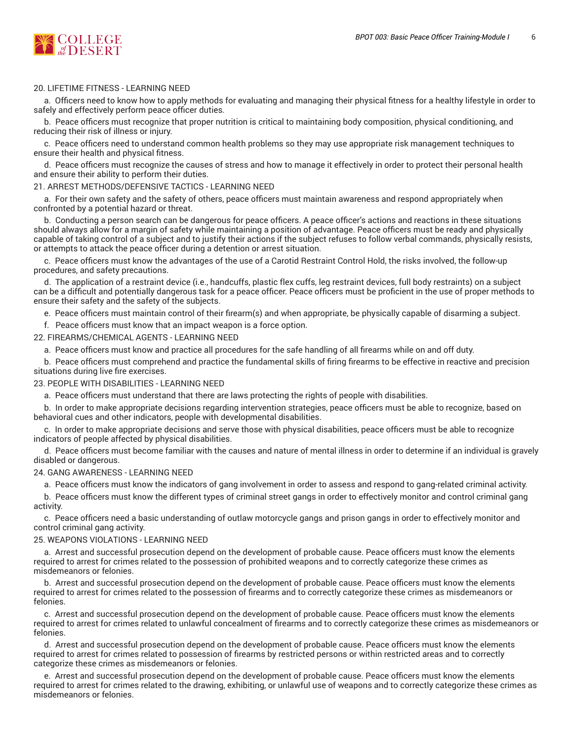20. LIFETIME FITNESS - LEARNING NEED

a. Officers need to know how to apply methods for evaluating and managing their physical fitness for a healthy lifestyle in order to safely and effectively perform peace officer duties.

b. Peace officers must recognize that proper nutrition is critical to maintaining body composition, physical conditioning, and reducing their risk of illness or injury.

c. Peace officers need to understand common health problems so they may use appropriate risk management techniques to ensure their health and physical fitness.

d. Peace officers must recognize the causes of stress and how to manage it effectively in order to protect their personal health and ensure their ability to perform their duties.

21. ARREST METHODS/DEFENSIVE TACTICS - LEARNING NEED

a. For their own safety and the safety of others, peace officers must maintain awareness and respond appropriately when confronted by a potential hazard or threat.

b. Conducting a person search can be dangerous for peace officers. A peace officer's actions and reactions in these situations should always allow for a margin of safety while maintaining a position of advantage. Peace officers must be ready and physically capable of taking control of a subject and to justify their actions if the subject refuses to follow verbal commands, physically resists, or attempts to attack the peace officer during a detention or arrest situation.

c. Peace officers must know the advantages of the use of a Carotid Restraint Control Hold, the risks involved, the follow-up procedures, and safety precautions.

d. The application of a restraint device (i.e., handcuffs, plastic flex cuffs, leg restraint devices, full body restraints) on a subject can be a difficult and potentially dangerous task for a peace officer. Peace officers must be proficient in the use of proper methods to ensure their safety and the safety of the subjects.

e. Peace officers must maintain control of their firearm(s) and when appropriate, be physically capable of disarming a subject.

f. Peace officers must know that an impact weapon is a force option.

22. FIREARMS/CHEMICAL AGENTS - LEARNING NEED

a. Peace officers must know and practice all procedures for the safe handling of all firearms while on and off duty.

b. Peace officers must comprehend and practice the fundamental skills of firing firearms to be effective in reactive and precision situations during live fire exercises.

23. PEOPLE WITH DISABILITIES - LEARNING NEED

a. Peace officers must understand that there are laws protecting the rights of people with disabilities.

b. In order to make appropriate decisions regarding intervention strategies, peace officers must be able to recognize, based on behavioral cues and other indicators, people with developmental disabilities.

c. In order to make appropriate decisions and serve those with physical disabilities, peace officers must be able to recognize indicators of people affected by physical disabilities.

d. Peace officers must become familiar with the causes and nature of mental illness in order to determine if an individual is gravely disabled or dangerous.

24. GANG AWARENESS - LEARNING NEED

a. Peace officers must know the indicators of gang involvement in order to assess and respond to gang-related criminal activity.

b. Peace officers must know the different types of criminal street gangs in order to effectively monitor and control criminal gang activity.

c. Peace officers need a basic understanding of outlaw motorcycle gangs and prison gangs in order to effectively monitor and control criminal gang activity.

25. WEAPONS VIOLATIONS - LEARNING NEED

a. Arrest and successful prosecution depend on the development of probable cause. Peace officers must know the elements required to arrest for crimes related to the possession of prohibited weapons and to correctly categorize these crimes as misdemeanors or felonies.

b. Arrest and successful prosecution depend on the development of probable cause. Peace officers must know the elements required to arrest for crimes related to the possession of firearms and to correctly categorize these crimes as misdemeanors or felonies.

c. Arrest and successful prosecution depend on the development of probable cause. Peace officers must know the elements required to arrest for crimes related to unlawful concealment of firearms and to correctly categorize these crimes as misdemeanors or felonies.

d. Arrest and successful prosecution depend on the development of probable cause. Peace officers must know the elements required to arrest for crimes related to possession of firearms by restricted persons or within restricted areas and to correctly categorize these crimes as misdemeanors or felonies.

e. Arrest and successful prosecution depend on the development of probable cause. Peace officers must know the elements required to arrest for crimes related to the drawing, exhibiting, or unlawful use of weapons and to correctly categorize these crimes as misdemeanors or felonies.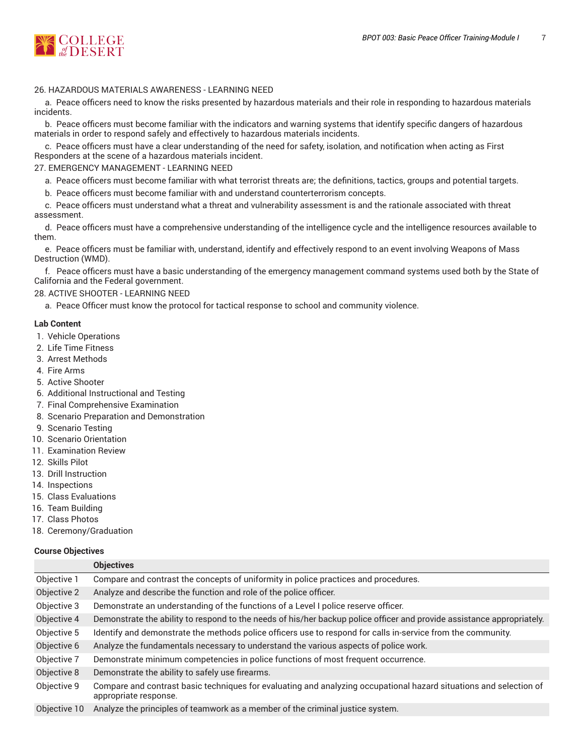26. HAZARDOUS MATERIALS AWARENESS - LEARNING NEED

    a. Peace officers need to know the risks presented by hazardous materials and their role in responding to hazardous materials incidents.

    b. Peace officers must become familiar with the indicators and warning systems that identify specific dangers of hazardous materials in order to respond safely and effectively to hazardous materials incidents.

    c. Peace officers must have a clear understanding of the need for safety, isolation, and notification when acting as First Responders at the scene of a hazardous materials incident.

27. EMERGENCY MANAGEMENT - LEARNING NEED

    a. Peace officers must become familiar with what terrorist threats are; the definitions, tactics, groups and potential targets.

    b. Peace officers must become familiar with and understand counterterrorism concepts.

    c. Peace officers must understand what a threat and vulnerability assessment is and the rationale associated with threat assessment.

    d. Peace officers must have a comprehensive understanding of the intelligence cycle and the intelligence resources available to them.

    e. Peace officers must be familiar with, understand, identify and effectively respond to an event involving Weapons of Mass Destruction (WMD).

    f. Peace officers must have a basic understanding of the emergency management command systems used both by the State of California and the Federal government.

28. ACTIVE SHOOTER - LEARNING NEED

    a. Peace Officer must know the protocol for tactical response to school and community violence.

**Lab Content**

1. Vehicle Operations
2. Life Time Fitness
3. Arrest Methods
4. Fire Arms
5. Active Shooter
6. Additional Instructional and Testing
7. Final Comprehensive Examination
8. Scenario Preparation and Demonstration
9. Scenario Testing
10. Scenario Orientation
11. Examination Review
12. Skills Pilot
13. Drill Instruction
14. Inspections
15. Class Evaluations
16. Team Building
17. Class Photos
18. Ceremony/Graduation

**Course Objectives**

| | **Objectives** |
|---|---|
| Objective 1 | Compare and contrast the concepts of uniformity in police practices and procedures. |
| Objective 2 | Analyze and describe the function and role of the police officer. |
| Objective 3 | Demonstrate an understanding of the functions of a Level I police reserve officer. |
| Objective 4 | Demonstrate the ability to respond to the needs of his/her backup police officer and provide assistance appropriately. |
| Objective 5 | Identify and demonstrate the methods police officers use to respond for calls in-service from the community. |
| Objective 6 | Analyze the fundamentals necessary to understand the various aspects of police work. |
| Objective 7 | Demonstrate minimum competencies in police functions of most frequent occurrence. |
| Objective 8 | Demonstrate the ability to safely use firearms. |
| Objective 9 | Compare and contrast basic techniques for evaluating and analyzing occupational hazard situations and selection of appropriate response. |
| Objective 10 | Analyze the principles of teamwork as a member of the criminal justice system. |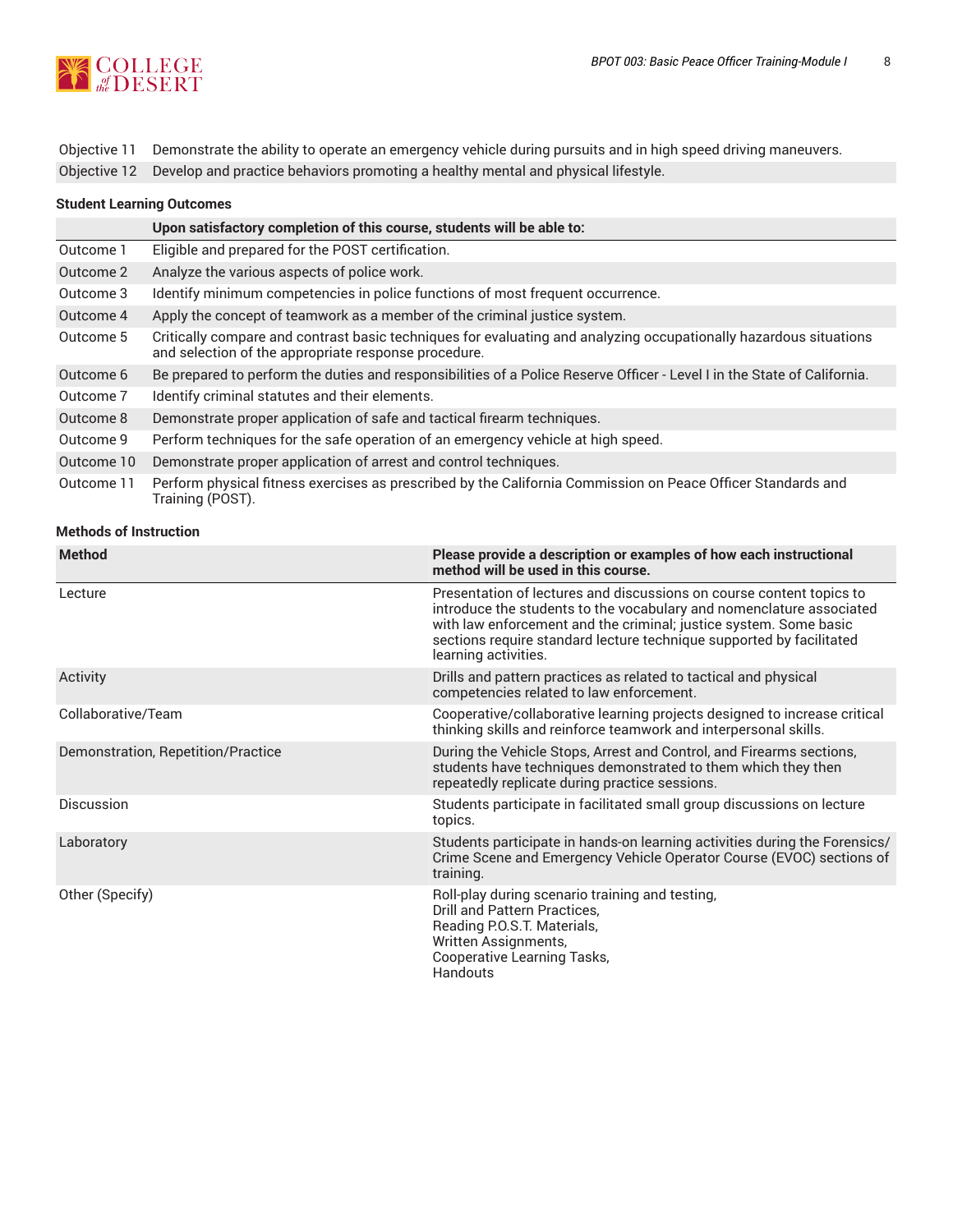| | |
|---|---|
| Objective 11 | Demonstrate the ability to operate an emergency vehicle during pursuits and in high speed driving maneuvers. |
| Objective 12 | Develop and practice behaviors promoting a healthy mental and physical lifestyle. |

### Student Learning Outcomes

| | Upon satisfactory completion of this course, students will be able to: |
|---|---|
| Outcome 1 | Eligible and prepared for the POST certification. |
| Outcome 2 | Analyze the various aspects of police work. |
| Outcome 3 | Identify minimum competencies in police functions of most frequent occurrence. |
| Outcome 4 | Apply the concept of teamwork as a member of the criminal justice system. |
| Outcome 5 | Critically compare and contrast basic techniques for evaluating and analyzing occupationally hazardous situations and selection of the appropriate response procedure. |
| Outcome 6 | Be prepared to perform the duties and responsibilities of a Police Reserve Officer - Level I in the State of California. |
| Outcome 7 | Identify criminal statutes and their elements. |
| Outcome 8 | Demonstrate proper application of safe and tactical firearm techniques. |
| Outcome 9 | Perform techniques for the safe operation of an emergency vehicle at high speed. |
| Outcome 10 | Demonstrate proper application of arrest and control techniques. |
| Outcome 11 | Perform physical fitness exercises as prescribed by the California Commission on Peace Officer Standards and Training (POST). |

### Methods of Instruction

| Method | Please provide a description or examples of how each instructional method will be used in this course. |
|---|---|
| Lecture | Presentation of lectures and discussions on course content topics to introduce the students to the vocabulary and nomenclature associated with law enforcement and the criminal; justice system. Some basic sections require standard lecture technique supported by facilitated learning activities. |
| Activity | Drills and pattern practices as related to tactical and physical competencies related to law enforcement. |
| Collaborative/Team | Cooperative/collaborative learning projects designed to increase critical thinking skills and reinforce teamwork and interpersonal skills. |
| Demonstration, Repetition/Practice | During the Vehicle Stops, Arrest and Control, and Firearms sections, students have techniques demonstrated to them which they then repeatedly replicate during practice sessions. |
| Discussion | Students participate in facilitated small group discussions on lecture topics. |
| Laboratory | Students participate in hands-on learning activities during the Forensics/ Crime Scene and Emergency Vehicle Operator Course (EVOC) sections of training. |
| Other (Specify) | Roll-play during scenario training and testing,<br>Drill and Pattern Practices,<br>Reading P.O.S.T. Materials,<br>Written Assignments,<br>Cooperative Learning Tasks,<br>Handouts |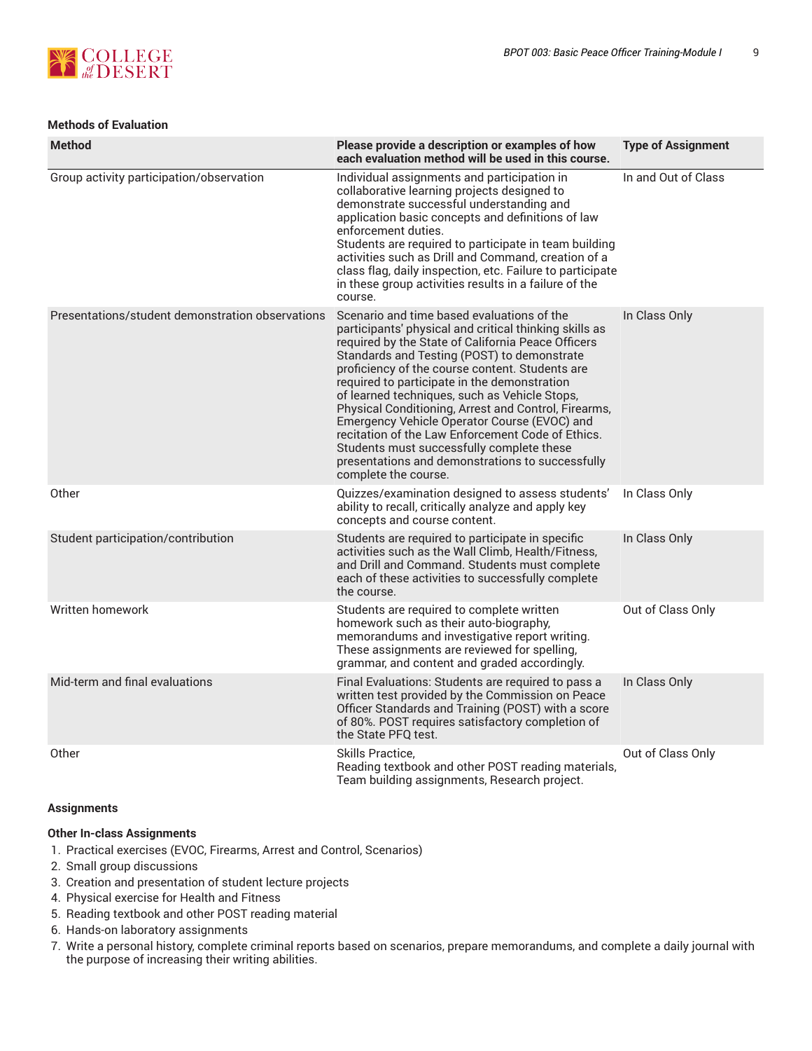**Methods of Evaluation**

| Method | Please provide a description or examples of how each evaluation method will be used in this course. | Type of Assignment |
|---|---|---|
| Group activity participation/observation | Individual assignments and participation in collaborative learning projects designed to demonstrate successful understanding and application basic concepts and definitions of law enforcement duties. Students are required to participate in team building activities such as Drill and Command, creation of a class flag, daily inspection, etc. Failure to participate in these group activities results in a failure of the course. | In and Out of Class |
| Presentations/student demonstration observations | Scenario and time based evaluations of the participants' physical and critical thinking skills as required by the State of California Peace Officers Standards and Testing (POST) to demonstrate proficiency of the course content. Students are required to participate in the demonstration of learned techniques, such as Vehicle Stops, Physical Conditioning, Arrest and Control, Firearms, Emergency Vehicle Operator Course (EVOC) and recitation of the Law Enforcement Code of Ethics. Students must successfully complete these presentations and demonstrations to successfully complete the course. | In Class Only |
| Other | Quizzes/examination designed to assess students' ability to recall, critically analyze and apply key concepts and course content. | In Class Only |
| Student participation/contribution | Students are required to participate in specific activities such as the Wall Climb, Health/Fitness, and Drill and Command. Students must complete each of these activities to successfully complete the course. | In Class Only |
| Written homework | Students are required to complete written homework such as their auto-biography, memorandums and investigative report writing. These assignments are reviewed for spelling, grammar, and content and graded accordingly. | Out of Class Only |
| Mid-term and final evaluations | Final Evaluations: Students are required to pass a written test provided by the Commission on Peace Officer Standards and Training (POST) with a score of 80%. POST requires satisfactory completion of the State PFQ test. | In Class Only |
| Other | Skills Practice, Reading textbook and other POST reading materials, Team building assignments, Research project. | Out of Class Only |

**Assignments**

**Other In-class Assignments**

1. Practical exercises (EVOC, Firearms, Arrest and Control, Scenarios)
2. Small group discussions
3. Creation and presentation of student lecture projects
4. Physical exercise for Health and Fitness
5. Reading textbook and other POST reading material
6. Hands-on laboratory assignments
7. Write a personal history, complete criminal reports based on scenarios, prepare memorandums, and complete a daily journal with the purpose of increasing their writing abilities.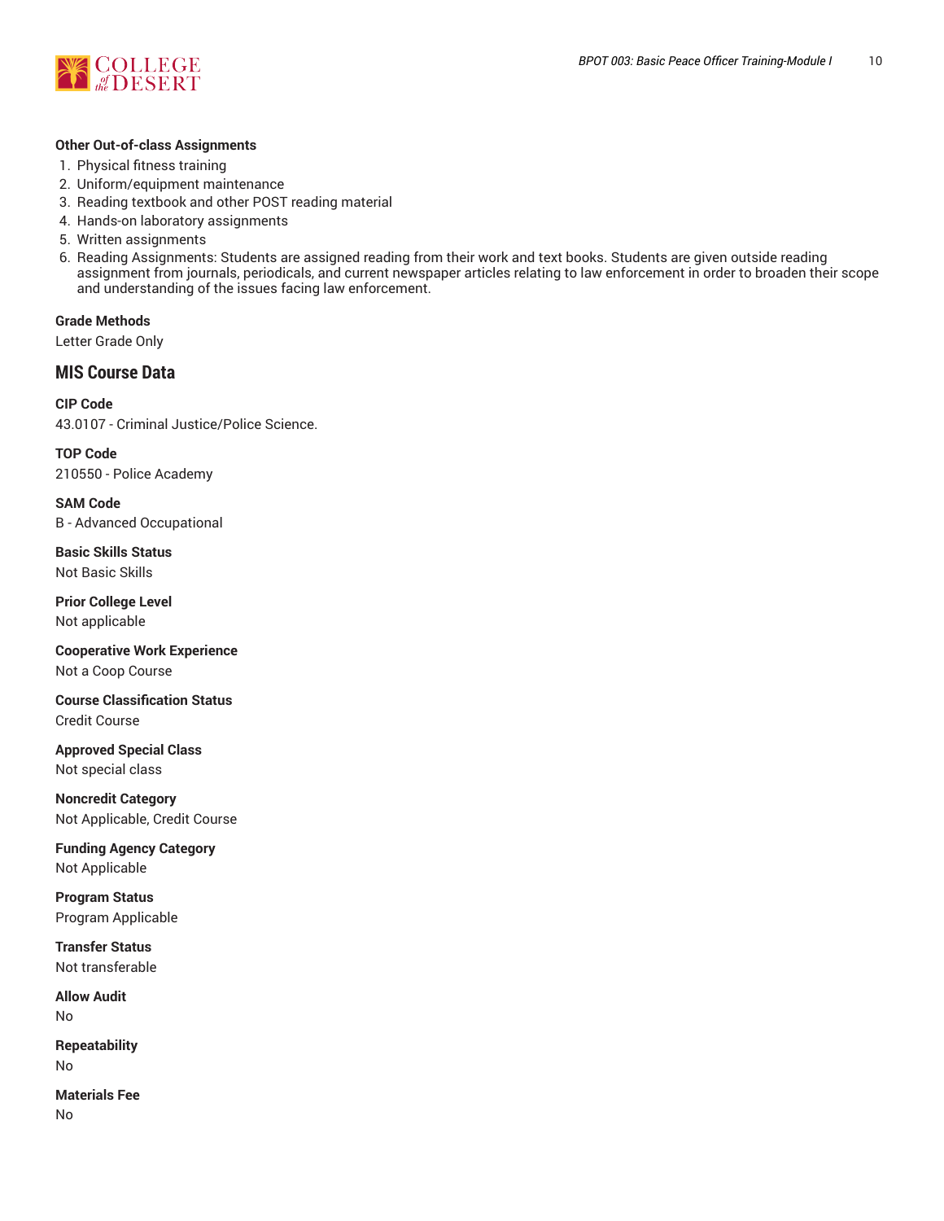**Other Out-of-class Assignments**

1. Physical fitness training
2. Uniform/equipment maintenance
3. Reading textbook and other POST reading material
4. Hands-on laboratory assignments
5. Written assignments
6. Reading Assignments: Students are assigned reading from their work and text books. Students are given outside reading assignment from journals, periodicals, and current newspaper articles relating to law enforcement in order to broaden their scope and understanding of the issues facing law enforcement.

**Grade Methods**

Letter Grade Only

## MIS Course Data

**CIP Code**

43.0107 - Criminal Justice/Police Science.

**TOP Code**

210550 - Police Academy

**SAM Code**

B - Advanced Occupational

**Basic Skills Status**

Not Basic Skills

**Prior College Level**

Not applicable

**Cooperative Work Experience**

Not a Coop Course

**Course Classification Status**

Credit Course

**Approved Special Class**

Not special class

**Noncredit Category**

Not Applicable, Credit Course

**Funding Agency Category**

Not Applicable

**Program Status**

Program Applicable

**Transfer Status**

Not transferable

**Allow Audit**

No

**Repeatability**

No

**Materials Fee**

No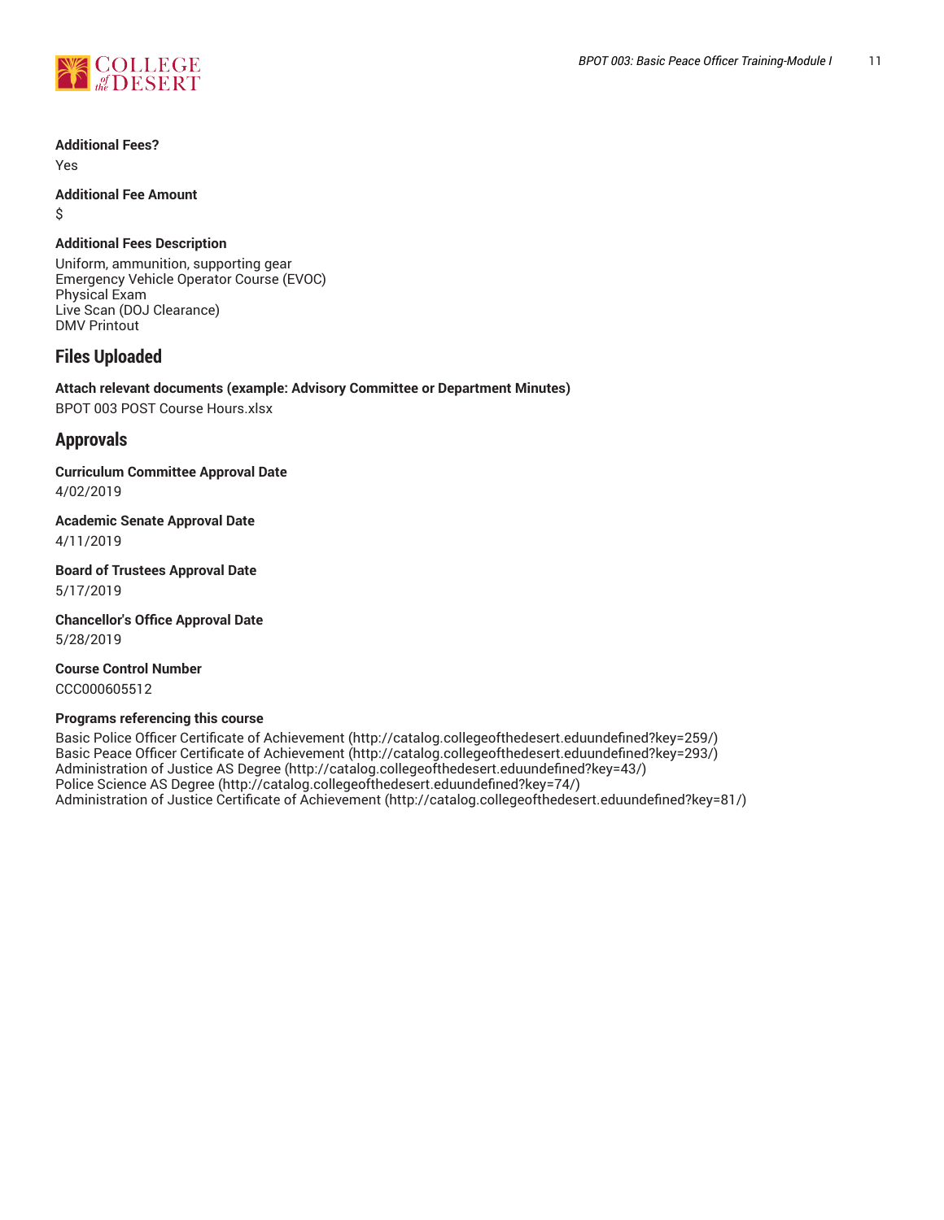**Additional Fees?**

Yes

**Additional Fee Amount**

$

**Additional Fees Description**

Uniform, ammunition, supporting gear
Emergency Vehicle Operator Course (EVOC)
Physical Exam
Live Scan (DOJ Clearance)
DMV Printout

## Files Uploaded

**Attach relevant documents (example: Advisory Committee or Department Minutes)**

BPOT 003 POST Course Hours.xlsx

## Approvals

**Curriculum Committee Approval Date**

4/02/2019

**Academic Senate Approval Date**

4/11/2019

**Board of Trustees Approval Date**

5/17/2019

**Chancellor's Office Approval Date**

5/28/2019

**Course Control Number**

CCC000605512

**Programs referencing this course**

Basic Police Officer Certificate of Achievement (http://catalog.collegeofthedesert.eduundefined?key=259/)
Basic Peace Officer Certificate of Achievement (http://catalog.collegeofthedesert.eduundefined?key=293/)
Administration of Justice AS Degree (http://catalog.collegeofthedesert.eduundefined?key=43/)
Police Science AS Degree (http://catalog.collegeofthedesert.eduundefined?key=74/)
Administration of Justice Certificate of Achievement (http://catalog.collegeofthedesert.eduundefined?key=81/)